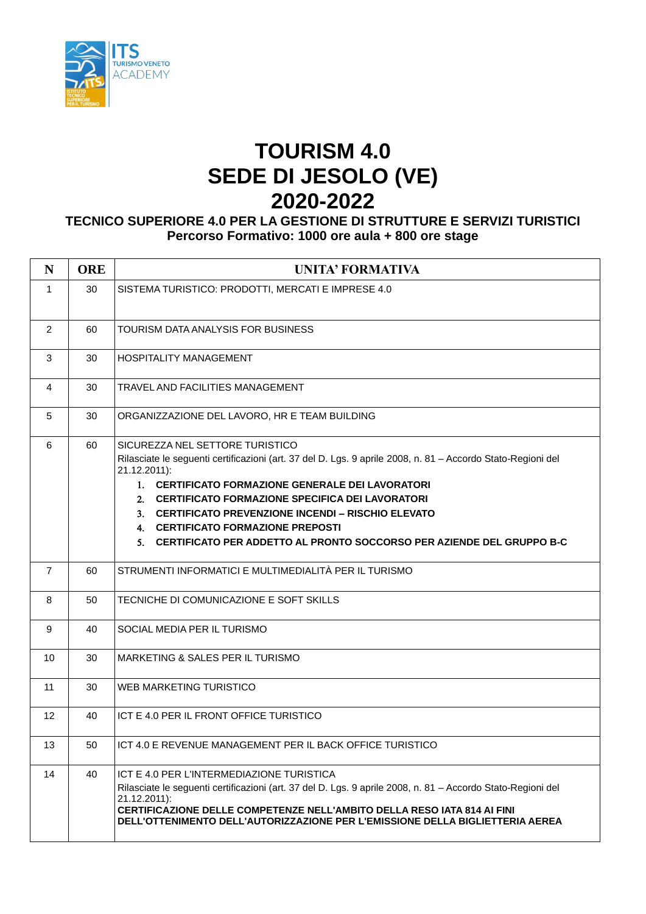# TOURISM 4.0
# SEDE DI JESOLO (VE)
# 2020-2022

### TECNICO SUPERIORE 4.0 PER LA GESTIONE DI STRUTTURE E SERVIZI TURISTICI
### Percorso Formativo: 1000 ore aula + 800 ore stage

| N | ORE | UNITA' FORMATIVA |
|---|---|---|
| 1 | 30 | SISTEMA TURISTICO: PRODOTTI, MERCATI E IMPRESE 4.0 |
| 2 | 60 | TOURISM DATA ANALYSIS FOR BUSINESS |
| 3 | 30 | HOSPITALITY MANAGEMENT |
| 4 | 30 | TRAVEL AND FACILITIES MANAGEMENT |
| 5 | 30 | ORGANIZZAZIONE DEL LAVORO, HR E TEAM BUILDING |
| 6 | 60 | SICUREZZA NEL SETTORE TURISTICO<br>Rilasciate le seguenti certificazioni (art. 37 del D. Lgs. 9 aprile 2008, n. 81 – Accordo Stato-Regioni del 21.12.2011):<br>1. **CERTIFICATO FORMAZIONE GENERALE DEI LAVORATORI**<br>2. **CERTIFICATO FORMAZIONE SPECIFICA DEI LAVORATORI**<br>3. **CERTIFICATO PREVENZIONE INCENDI – RISCHIO ELEVATO**<br>4. **CERTIFICATO FORMAZIONE PREPOSTI**<br>5. **CERTIFICATO PER ADDETTO AL PRONTO SOCCORSO PER AZIENDE DEL GRUPPO B-C** |
| 7 | 60 | STRUMENTI INFORMATICI E MULTIMEDIALITÀ PER IL TURISMO |
| 8 | 50 | TECNICHE DI COMUNICAZIONE E SOFT SKILLS |
| 9 | 40 | SOCIAL MEDIA PER IL TURISMO |
| 10 | 30 | MARKETING & SALES PER IL TURISMO |
| 11 | 30 | WEB MARKETING TURISTICO |
| 12 | 40 | ICT E 4.0 PER IL FRONT OFFICE TURISTICO |
| 13 | 50 | ICT 4.0 E REVENUE MANAGEMENT PER IL BACK OFFICE TURISTICO |
| 14 | 40 | ICT E 4.0 PER L'INTERMEDIAZIONE TURISTICA<br>Rilasciate le seguenti certificazioni (art. 37 del D. Lgs. 9 aprile 2008, n. 81 – Accordo Stato-Regioni del 21.12.2011):<br>**CERTIFICAZIONE DELLE COMPETENZE NELL'AMBITO DELLA RESO IATA 814 AI FINI DELL'OTTENIMENTO DELL'AUTORIZZAZIONE PER L'EMISSIONE DELLA BIGLIETTERIA AEREA** |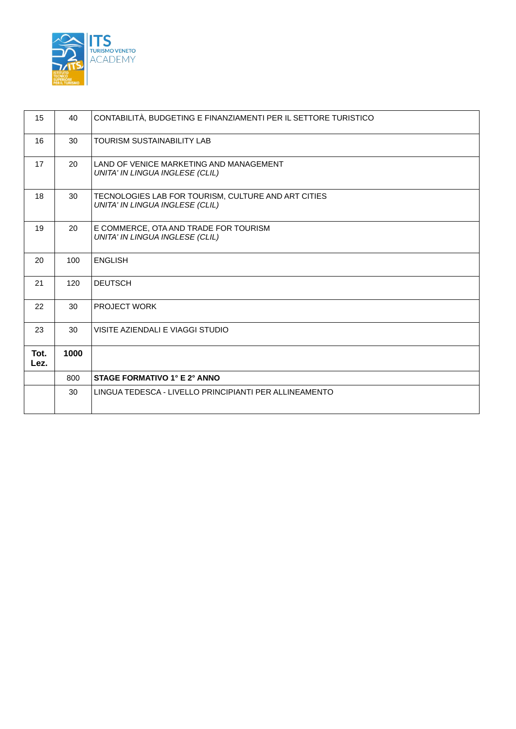| | | |
|---|---|---|
| 15 | 40 | CONTABILITÀ, BUDGETING E FINANZIAMENTI PER IL SETTORE TURISTICO |
| 16 | 30 | TOURISM SUSTAINABILITY LAB |
| 17 | 20 | LAND OF VENICE MARKETING AND MANAGEMENT<br>*UNITA' IN LINGUA INGLESE (CLIL)* |
| 18 | 30 | TECNOLOGIES LAB FOR TOURISM, CULTURE AND ART CITIES<br>*UNITA' IN LINGUA INGLESE (CLIL)* |
| 19 | 20 | E COMMERCE, OTA AND TRADE FOR TOURISM<br>*UNITA' IN LINGUA INGLESE (CLIL)* |
| 20 | 100 | ENGLISH |
| 21 | 120 | DEUTSCH |
| 22 | 30 | PROJECT WORK |
| 23 | 30 | VISITE AZIENDALI E VIAGGI STUDIO |
| **Tot. Lez.** | **1000** | |
| | 800 | **STAGE FORMATIVO 1° E 2° ANNO** |
| | 30 | LINGUA TEDESCA - LIVELLO PRINCIPIANTI PER ALLINEAMENTO |